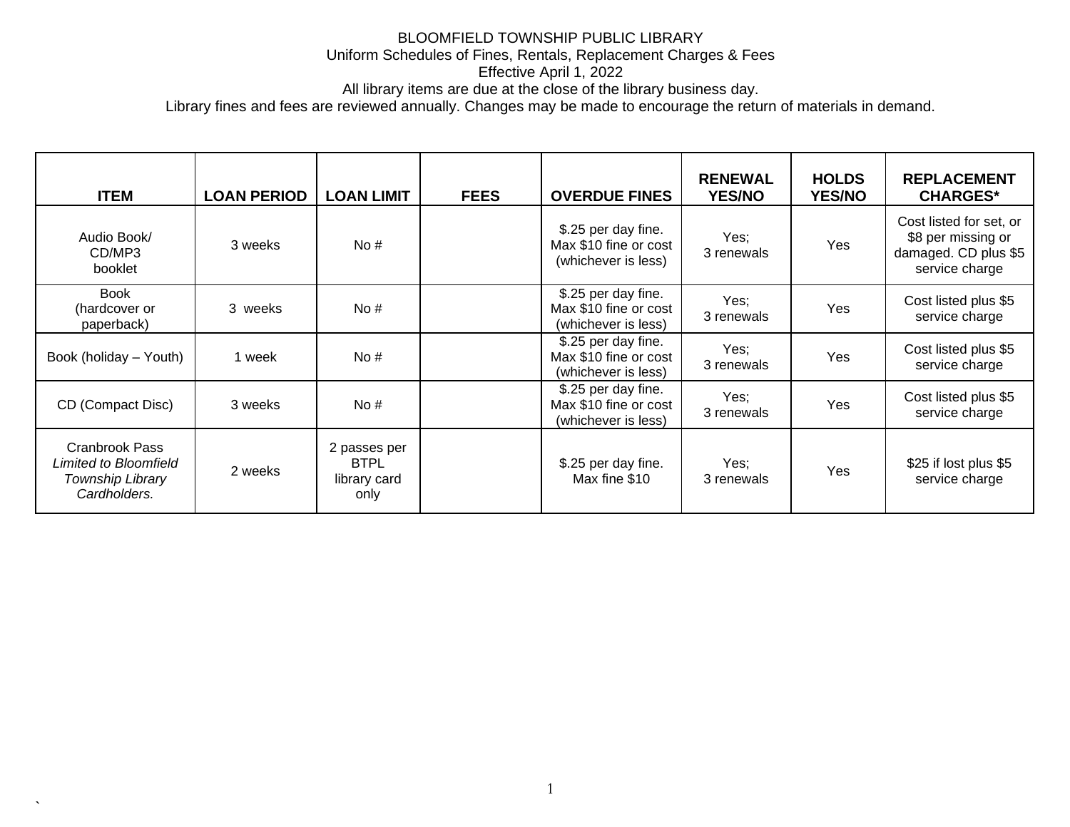BLOOMFIELD TOWNSHIP PUBLIC LIBRARY

Uniform Schedules of Fines, Rentals, Replacement Charges & Fees

Effective April 1, 2022

All library items are due at the close of the library business day.

Library fines and fees are reviewed annually. Changes may be made to encourage the return of materials in demand.

| **ITEM** | **LOAN PERIOD** | **LOAN LIMIT** | **FEES** | **OVERDUE FINES** | **RENEWAL YES/NO** | **HOLDS YES/NO** | **REPLACEMENT CHARGES*** |
|---|---|---|---|---|---|---|---|
| Audio Book/ CD/MP3 booklet | 3 weeks | No # | | $.25 per day fine. Max $10 fine or cost (whichever is less) | Yes; 3 renewals | Yes | Cost listed for set, or $8 per missing or damaged. CD plus $5 service charge |
| Book (hardcover or paperback) | 3 weeks | No # | | $.25 per day fine. Max $10 fine or cost (whichever is less) | Yes; 3 renewals | Yes | Cost listed plus $5 service charge |
| Book (holiday – Youth) | 1 week | No # | | $.25 per day fine. Max $10 fine or cost (whichever is less) | Yes; 3 renewals | Yes | Cost listed plus $5 service charge |
| CD (Compact Disc) | 3 weeks | No # | | $.25 per day fine. Max $10 fine or cost (whichever is less) | Yes; 3 renewals | Yes | Cost listed plus $5 service charge |
| Cranbrook Pass *Limited to Bloomfield Township Library Cardholders.* | 2 weeks | 2 passes per BTPL library card only | | $.25 per day fine. Max fine $10 | Yes; 3 renewals | Yes | $25 if lost plus $5 service charge |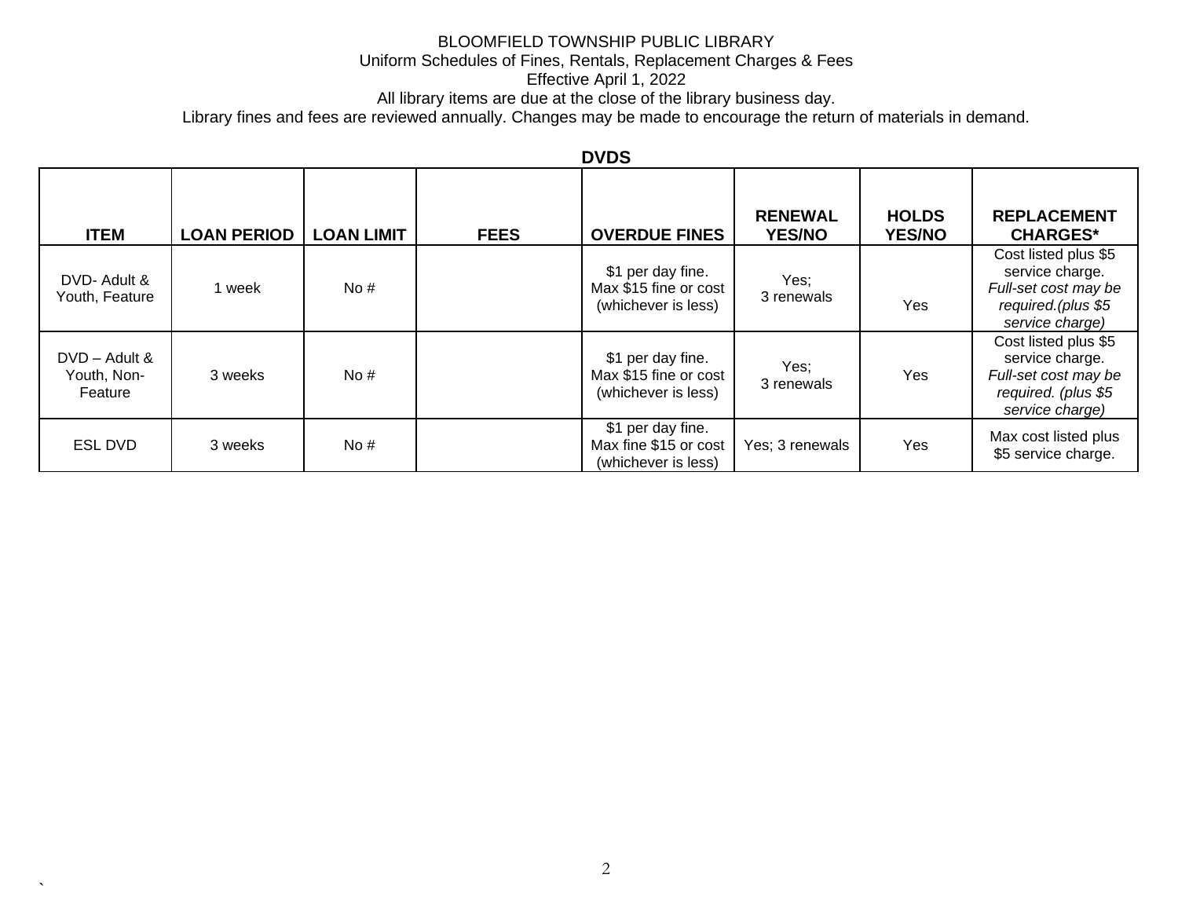BLOOMFIELD TOWNSHIP PUBLIC LIBRARY
Uniform Schedules of Fines, Rentals, Replacement Charges & Fees
Effective April 1, 2022
All library items are due at the close of the library business day.
Library fines and fees are reviewed annually. Changes may be made to encourage the return of materials in demand.

**DVDS**

| ITEM | LOAN PERIOD | LOAN LIMIT | FEES | OVERDUE FINES | RENEWAL YES/NO | HOLDS YES/NO | REPLACEMENT CHARGES* |
|---|---|---|---|---|---|---|---|
| DVD- Adult & Youth, Feature | 1 week | No # | | $1 per day fine. Max $15 fine or cost (whichever is less) | Yes; 3 renewals | Yes | Cost listed plus $5 service charge. *Full-set cost may be required.(plus $5 service charge)* |
| DVD – Adult & Youth, Non-Feature | 3 weeks | No # | | $1 per day fine. Max $15 fine or cost (whichever is less) | Yes; 3 renewals | Yes | Cost listed plus $5 service charge. *Full-set cost may be required. (plus $5 service charge)* |
| ESL DVD | 3 weeks | No # | | $1 per day fine. Max fine $15 or cost (whichever is less) | Yes; 3 renewals | Yes | Max cost listed plus $5 service charge. |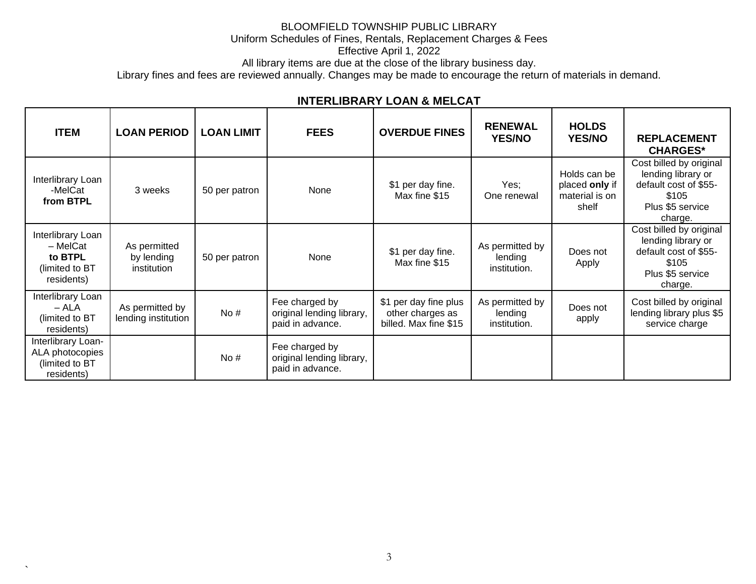BLOOMFIELD TOWNSHIP PUBLIC LIBRARY

Uniform Schedules of Fines, Rentals, Replacement Charges & Fees

Effective April 1, 2022

All library items are due at the close of the library business day.

Library fines and fees are reviewed annually. Changes may be made to encourage the return of materials in demand.

## INTERLIBRARY LOAN & MELCAT

| ITEM | LOAN PERIOD | LOAN LIMIT | FEES | OVERDUE FINES | RENEWAL YES/NO | HOLDS YES/NO | REPLACEMENT CHARGES* |
|---|---|---|---|---|---|---|---|
| Interlibrary Loan -MelCat **from BTPL** | 3 weeks | 50 per patron | None | $1 per day fine. Max fine $15 | Yes; One renewal | Holds can be placed **only** if material is on shelf | Cost billed by original lending library or default cost of $55-$105 Plus $5 service charge. |
| Interlibrary Loan – MelCat **to BTPL** (limited to BT residents) | As permitted by lending institution | 50 per patron | None | $1 per day fine. Max fine $15 | As permitted by lending institution. | Does not Apply | Cost billed by original lending library or default cost of $55-$105 Plus $5 service charge. |
| Interlibrary Loan – ALA (limited to BT residents) | As permitted by lending institution | No # | Fee charged by original lending library, paid in advance. | $1 per day fine plus other charges as billed. Max fine $15 | As permitted by lending institution. | Does not apply | Cost billed by original lending library plus $5 service charge |
| Interlibrary Loan-ALA photocopies (limited to BT residents) | | No # | Fee charged by original lending library, paid in advance. | | | | |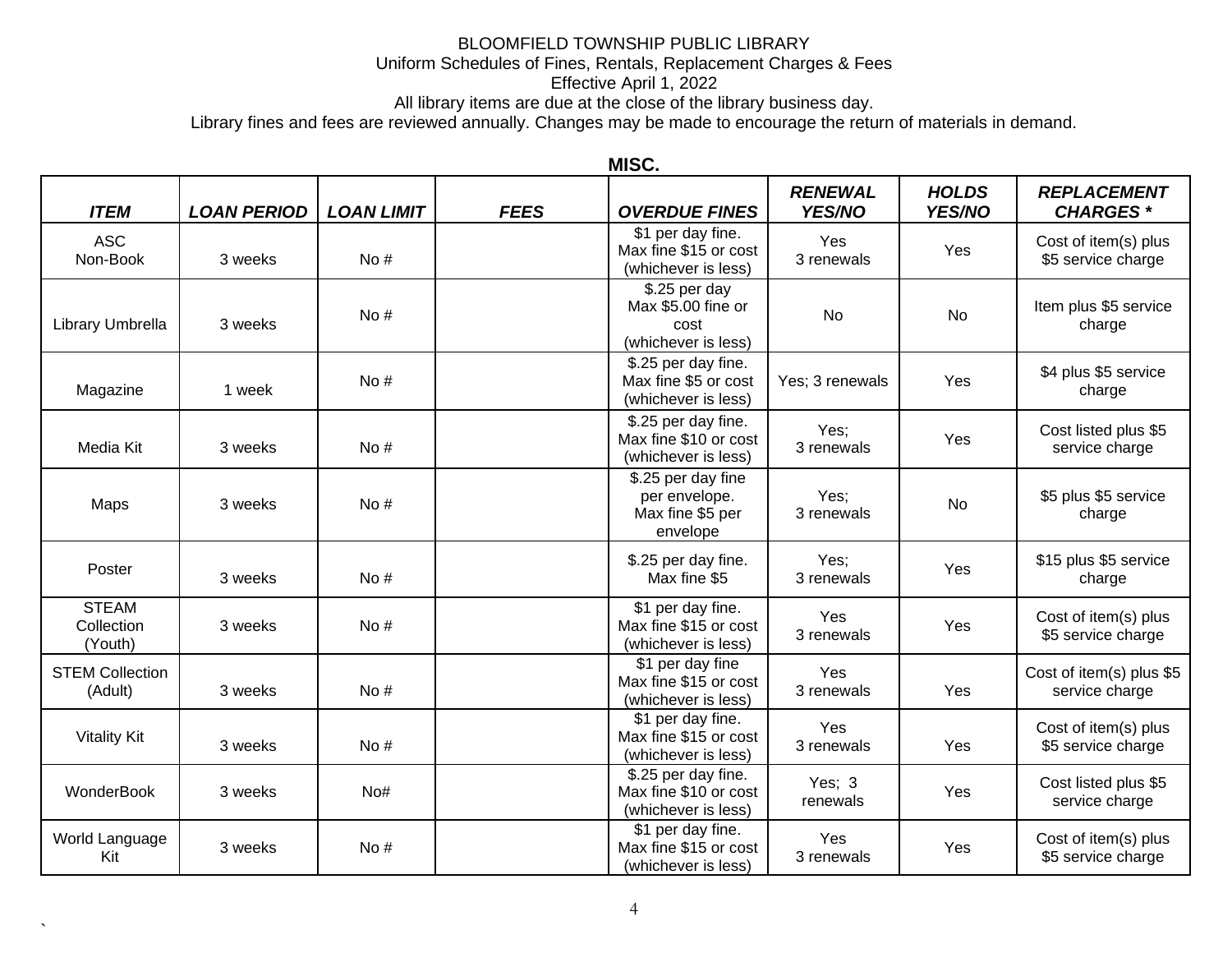BLOOMFIELD TOWNSHIP PUBLIC LIBRARY
Uniform Schedules of Fines, Rentals, Replacement Charges & Fees
Effective April 1, 2022
All library items are due at the close of the library business day.
Library fines and fees are reviewed annually. Changes may be made to encourage the return of materials in demand.

## MISC.

| *ITEM* | *LOAN PERIOD* | *LOAN LIMIT* | *FEES* | *OVERDUE FINES* | *RENEWAL YES/NO* | *HOLDS YES/NO* | *REPLACEMENT CHARGES ** |
|---|---|---|---|---|---|---|---|
| ASC Non-Book | 3 weeks | No # | | $1 per day fine. Max fine $15 or cost (whichever is less) | Yes 3 renewals | Yes | Cost of item(s) plus $5 service charge |
| Library Umbrella | 3 weeks | No # | | $.25 per day Max $5.00 fine or cost (whichever is less) | No | No | Item plus $5 service charge |
| Magazine | 1 week | No # | | $.25 per day fine. Max fine $5 or cost (whichever is less) | Yes; 3 renewals | Yes | $4 plus $5 service charge |
| Media Kit | 3 weeks | No # | | $.25 per day fine. Max fine $10 or cost (whichever is less) | Yes; 3 renewals | Yes | Cost listed plus $5 service charge |
| Maps | 3 weeks | No # | | $.25 per day fine per envelope. Max fine $5 per envelope | Yes; 3 renewals | No | $5 plus $5 service charge |
| Poster | 3 weeks | No # | | $.25 per day fine. Max fine $5 | Yes; 3 renewals | Yes | $15 plus $5 service charge |
| STEAM Collection (Youth) | 3 weeks | No # | | $1 per day fine. Max fine $15 or cost (whichever is less) | Yes 3 renewals | Yes | Cost of item(s) plus $5 service charge |
| STEM Collection (Adult) | 3 weeks | No # | | $1 per day fine Max fine $15 or cost (whichever is less) | Yes 3 renewals | Yes | Cost of item(s) plus $5 service charge |
| Vitality Kit | 3 weeks | No # | | $1 per day fine. Max fine $15 or cost (whichever is less) | Yes 3 renewals | Yes | Cost of item(s) plus $5 service charge |
| WonderBook | 3 weeks | No# | | $.25 per day fine. Max fine $10 or cost (whichever is less) | Yes; 3 renewals | Yes | Cost listed plus $5 service charge |
| World Language Kit | 3 weeks | No # | | $1 per day fine. Max fine $15 or cost (whichever is less) | Yes 3 renewals | Yes | Cost of item(s) plus $5 service charge |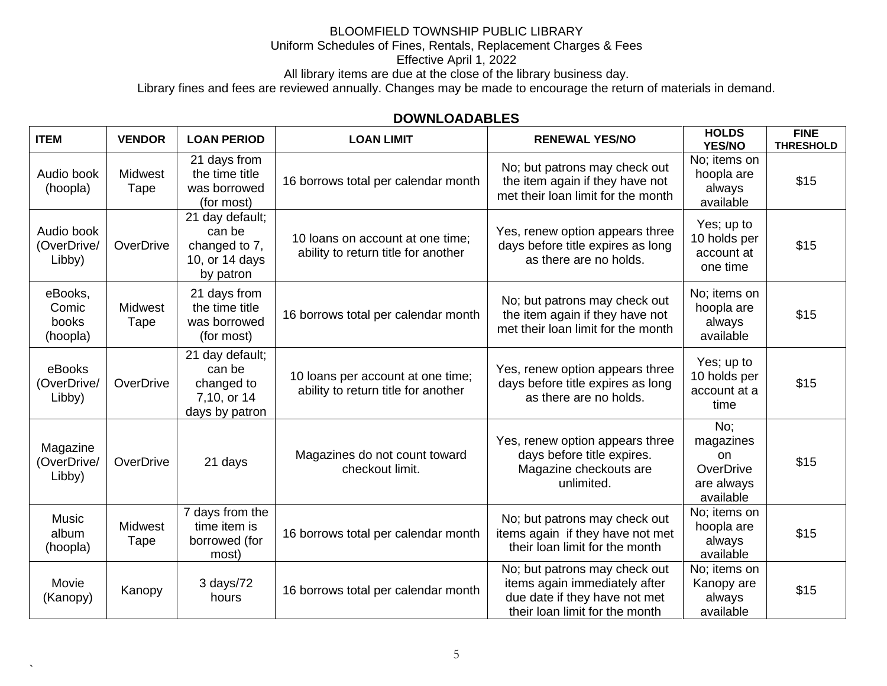BLOOMFIELD TOWNSHIP PUBLIC LIBRARY
Uniform Schedules of Fines, Rentals, Replacement Charges & Fees
Effective April 1, 2022
All library items are due at the close of the library business day.
Library fines and fees are reviewed annually. Changes may be made to encourage the return of materials in demand.

## DOWNLOADABLES

| ITEM | VENDOR | LOAN PERIOD | LOAN LIMIT | RENEWAL YES/NO | HOLDS YES/NO | FINE THRESHOLD |
|---|---|---|---|---|---|---|
| Audio book (hoopla) | Midwest Tape | 21 days from the time title was borrowed (for most) | 16 borrows total per calendar month | No; but patrons may check out the item again if they have not met their loan limit for the month | No; items on hoopla are always available | $15 |
| Audio book (OverDrive/ Libby) | OverDrive | 21 day default; can be changed to 7, 10, or 14 days by patron | 10 loans on account at one time; ability to return title for another | Yes, renew option appears three days before title expires as long as there are no holds. | Yes; up to 10 holds per account at one time | $15 |
| eBooks, Comic books (hoopla) | Midwest Tape | 21 days from the time title was borrowed (for most) | 16 borrows total per calendar month | No; but patrons may check out the item again if they have not met their loan limit for the month | No; items on hoopla are always available | $15 |
| eBooks (OverDrive/ Libby) | OverDrive | 21 day default; can be changed to 7,10, or 14 days by patron | 10 loans per account at one time; ability to return title for another | Yes, renew option appears three days before title expires as long as there are no holds. | Yes; up to 10 holds per account at a time | $15 |
| Magazine (OverDrive/ Libby) | OverDrive | 21 days | Magazines do not count toward checkout limit. | Yes, renew option appears three days before title expires. Magazine checkouts are unlimited. | No; magazines on OverDrive are always available | $15 |
| Music album (hoopla) | Midwest Tape | 7 days from the time item is borrowed (for most) | 16 borrows total per calendar month | No; but patrons may check out items again if they have not met their loan limit for the month | No; items on hoopla are always available | $15 |
| Movie (Kanopy) | Kanopy | 3 days/72 hours | 16 borrows total per calendar month | No; but patrons may check out items again immediately after due date if they have not met their loan limit for the month | No; items on Kanopy are always available | $15 |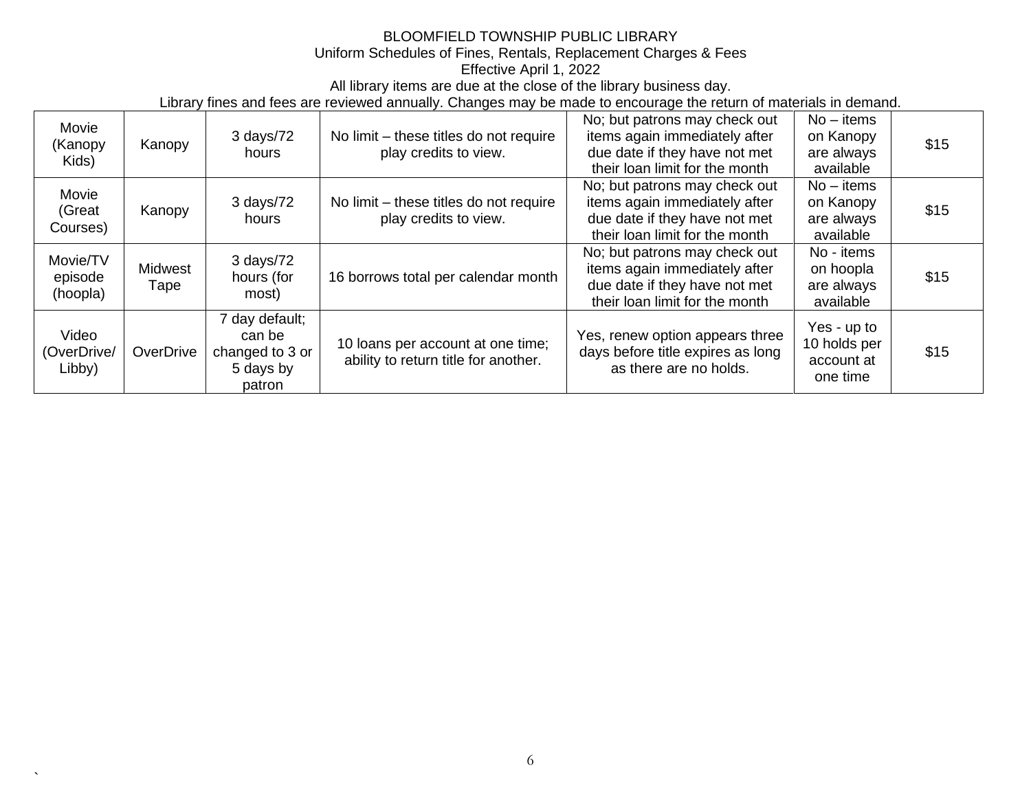BLOOMFIELD TOWNSHIP PUBLIC LIBRARY
Uniform Schedules of Fines, Rentals, Replacement Charges & Fees
Effective April 1, 2022
All library items are due at the close of the library business day.
Library fines and fees are reviewed annually. Changes may be made to encourage the return of materials in demand.

| | | | | | | |
|---|---|---|---|---|---|---|
| Movie (Kanopy Kids) | Kanopy | 3 days/72 hours | No limit – these titles do not require play credits to view. | No; but patrons may check out items again immediately after due date if they have not met their loan limit for the month | No – items on Kanopy are always available | $15 |
| Movie (Great Courses) | Kanopy | 3 days/72 hours | No limit – these titles do not require play credits to view. | No; but patrons may check out items again immediately after due date if they have not met their loan limit for the month | No – items on Kanopy are always available | $15 |
| Movie/TV episode (hoopla) | Midwest Tape | 3 days/72 hours (for most) | 16 borrows total per calendar month | No; but patrons may check out items again immediately after due date if they have not met their loan limit for the month | No - items on hoopla are always available | $15 |
| Video (OverDrive/ Libby) | OverDrive | 7 day default; can be changed to 3 or 5 days by patron | 10 loans per account at one time; ability to return title for another. | Yes, renew option appears three days before title expires as long as there are no holds. | Yes - up to 10 holds per account at one time | $15 |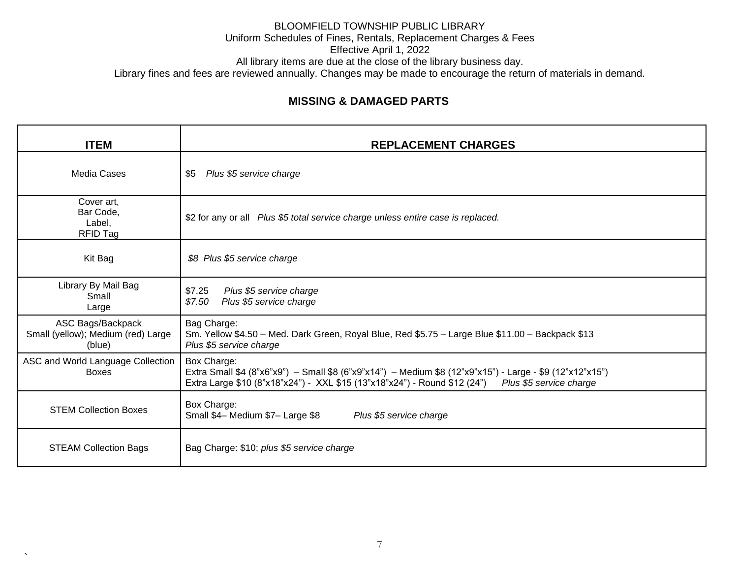BLOOMFIELD TOWNSHIP PUBLIC LIBRARY
Uniform Schedules of Fines, Rentals, Replacement Charges & Fees
Effective April 1, 2022
All library items are due at the close of the library business day.
Library fines and fees are reviewed annually. Changes may be made to encourage the return of materials in demand.

## MISSING & DAMAGED PARTS

| ITEM | REPLACEMENT CHARGES |
|---|---|
| Media Cases | $5 *Plus $5 service charge* |
| Cover art,<br>Bar Code,<br>Label,<br>RFID Tag | $2 for any or all *Plus $5 total service charge unless entire case is replaced.* |
| Kit Bag | *$8 Plus $5 service charge* |
| Library By Mail Bag<br>Small<br>Large | $7.25 *Plus $5 service charge*<br>*$7.50 Plus $5 service charge* |
| ASC Bags/Backpack<br>Small (yellow); Medium (red) Large (blue) | Bag Charge:<br>Sm. Yellow $4.50 – Med. Dark Green, Royal Blue, Red $5.75 – Large Blue $11.00 – Backpack $13<br>*Plus $5 service charge* |
| ASC and World Language Collection Boxes | Box Charge:<br>Extra Small $4 (8"x6"x9") – Small $8 (6"x9"x14") – Medium $8 (12"x9"x15") - Large - $9 (12"x12"x15")<br>Extra Large $10 (8"x18"x24") - XXL $15 (13"x18"x24") - Round $12 (24") *Plus $5 service charge* |
| STEM Collection Boxes | Box Charge:<br>Small $4– Medium $7– Large $8 *Plus $5 service charge* |
| STEAM Collection Bags | Bag Charge: $10; *plus $5 service charge* |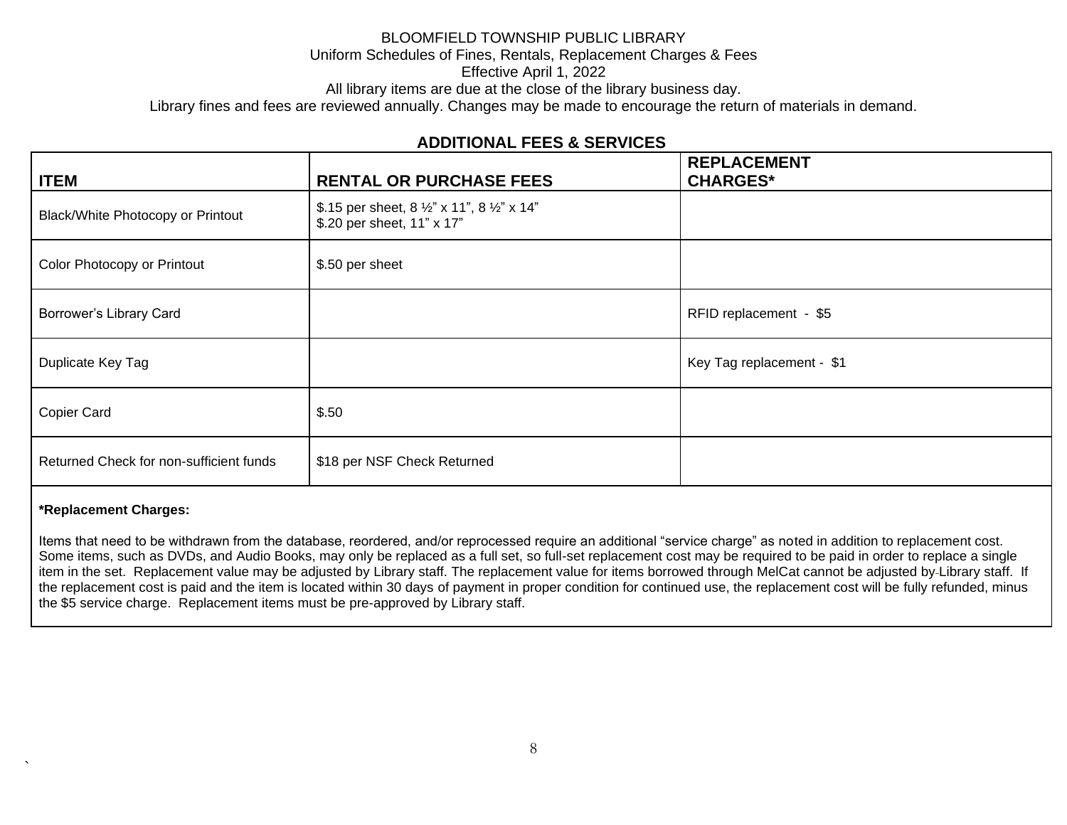BLOOMFIELD TOWNSHIP PUBLIC LIBRARY
Uniform Schedules of Fines, Rentals, Replacement Charges & Fees
Effective April 1, 2022
All library items are due at the close of the library business day.
Library fines and fees are reviewed annually. Changes may be made to encourage the return of materials in demand.

## ADDITIONAL FEES & SERVICES

| ITEM | RENTAL OR PURCHASE FEES | REPLACEMENT CHARGES* |
|---|---|---|
| Black/White Photocopy or Printout | $.15 per sheet, 8 ½" x 11", 8 ½" x 14"<br>$.20 per sheet, 11" x 17" | |
| Color Photocopy or Printout | $.50 per sheet | |
| Borrower's Library Card | | RFID replacement - $5 |
| Duplicate Key Tag | | Key Tag replacement - $1 |
| Copier Card | $.50 | |
| Returned Check for non-sufficient funds | $18 per NSF Check Returned | |

**\*Replacement Charges:**

Items that need to be withdrawn from the database, reordered, and/or reprocessed require an additional "service charge" as noted in addition to replacement cost. Some items, such as DVDs, and Audio Books, may only be replaced as a full set, so full-set replacement cost may be required to be paid in order to replace a single item in the set. Replacement value may be adjusted by Library staff. The replacement value for items borrowed through MelCat cannot be adjusted by Library staff. If the replacement cost is paid and the item is located within 30 days of payment in proper condition for continued use, the replacement cost will be fully refunded, minus the $5 service charge. Replacement items must be pre-approved by Library staff.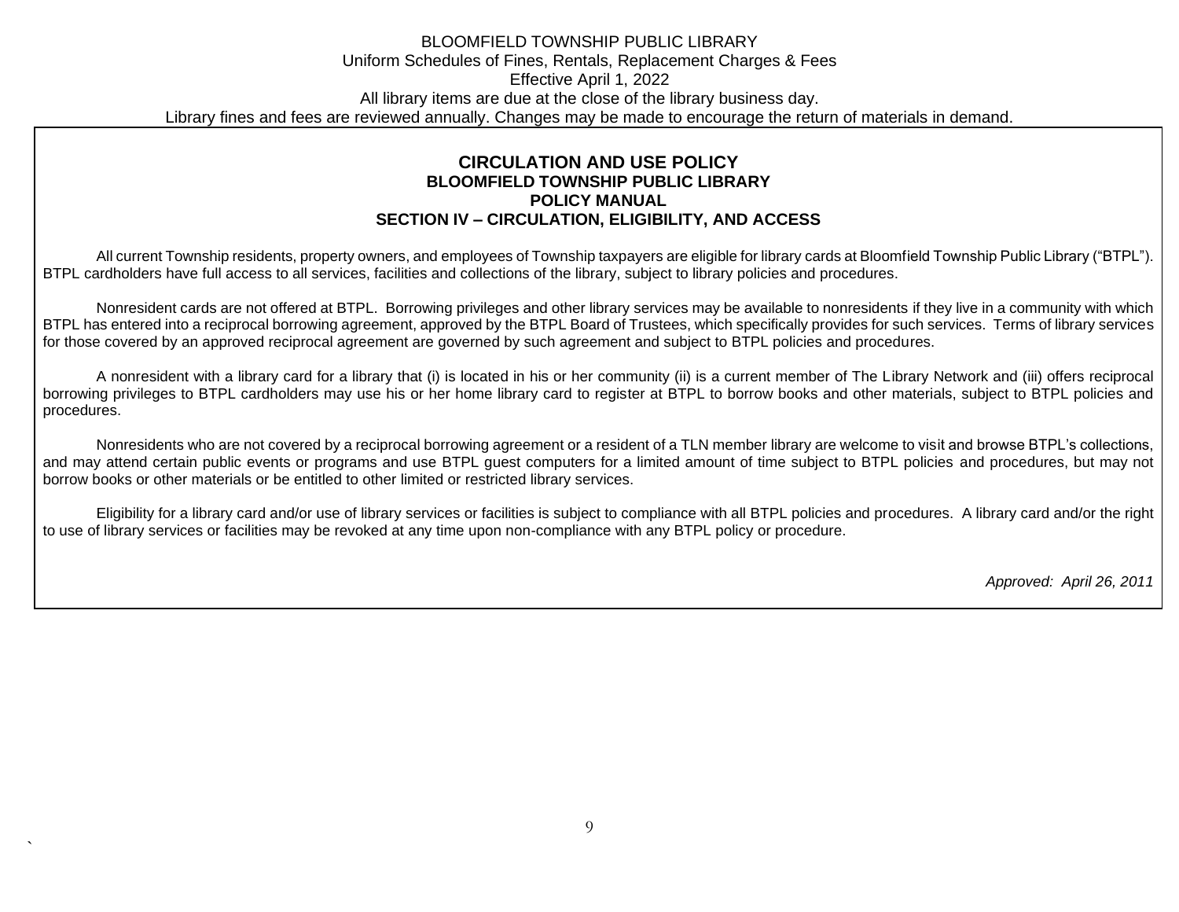BLOOMFIELD TOWNSHIP PUBLIC LIBRARY
Uniform Schedules of Fines, Rentals, Replacement Charges & Fees
Effective April 1, 2022
All library items are due at the close of the library business day.
Library fines and fees are reviewed annually. Changes may be made to encourage the return of materials in demand.

## CIRCULATION AND USE POLICY
### BLOOMFIELD TOWNSHIP PUBLIC LIBRARY
### POLICY MANUAL
### SECTION IV – CIRCULATION, ELIGIBILITY, AND ACCESS

All current Township residents, property owners, and employees of Township taxpayers are eligible for library cards at Bloomfield Township Public Library ("BTPL"). BTPL cardholders have full access to all services, facilities and collections of the library, subject to library policies and procedures.

Nonresident cards are not offered at BTPL. Borrowing privileges and other library services may be available to nonresidents if they live in a community with which BTPL has entered into a reciprocal borrowing agreement, approved by the BTPL Board of Trustees, which specifically provides for such services. Terms of library services for those covered by an approved reciprocal agreement are governed by such agreement and subject to BTPL policies and procedures.

A nonresident with a library card for a library that (i) is located in his or her community (ii) is a current member of The Library Network and (iii) offers reciprocal borrowing privileges to BTPL cardholders may use his or her home library card to register at BTPL to borrow books and other materials, subject to BTPL policies and procedures.

Nonresidents who are not covered by a reciprocal borrowing agreement or a resident of a TLN member library are welcome to visit and browse BTPL's collections, and may attend certain public events or programs and use BTPL guest computers for a limited amount of time subject to BTPL policies and procedures, but may not borrow books or other materials or be entitled to other limited or restricted library services.

Eligibility for a library card and/or use of library services or facilities is subject to compliance with all BTPL policies and procedures. A library card and/or the right to use of library services or facilities may be revoked at any time upon non-compliance with any BTPL policy or procedure.

*Approved: April 26, 2011*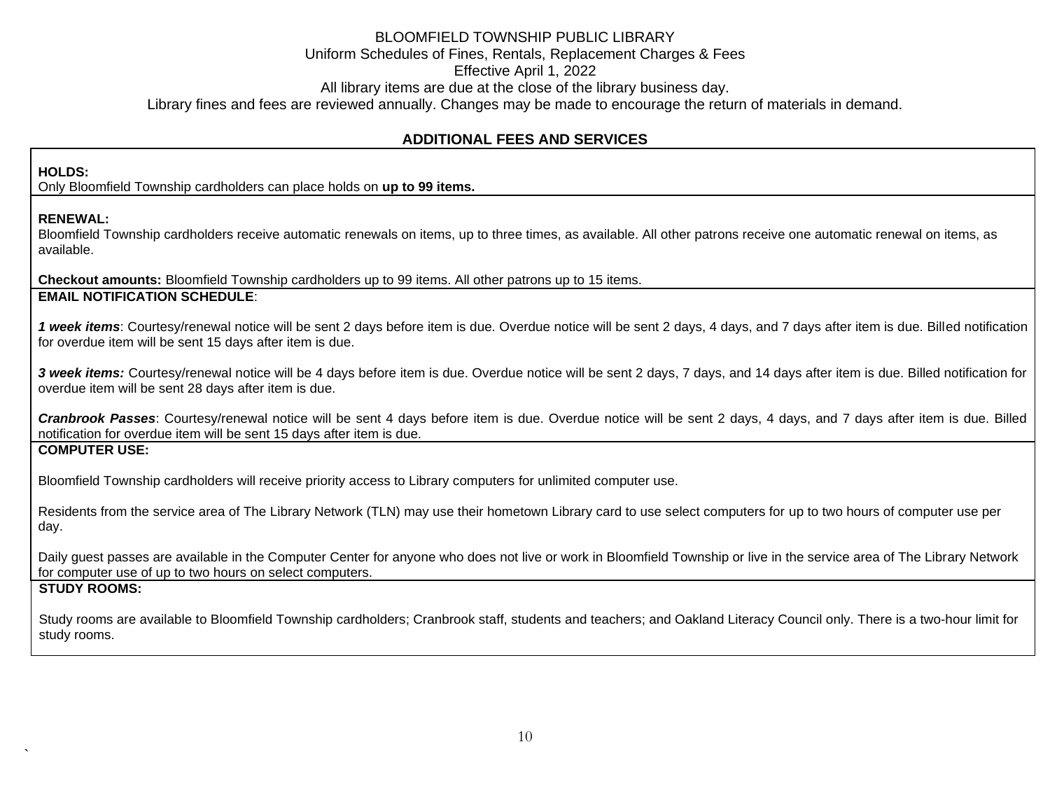BLOOMFIELD TOWNSHIP PUBLIC LIBRARY
Uniform Schedules of Fines, Rentals, Replacement Charges & Fees
Effective April 1, 2022
All library items are due at the close of the library business day.
Library fines and fees are reviewed annually. Changes may be made to encourage the return of materials in demand.

## ADDITIONAL FEES AND SERVICES

**HOLDS:**
Only Bloomfield Township cardholders can place holds on **up to 99 items.**

**RENEWAL:**
Bloomfield Township cardholders receive automatic renewals on items, up to three times, as available. All other patrons receive one automatic renewal on items, as available.

**Checkout amounts:** Bloomfield Township cardholders up to 99 items. All other patrons up to 15 items.

**EMAIL NOTIFICATION SCHEDULE**:

***1 week items***: Courtesy/renewal notice will be sent 2 days before item is due. Overdue notice will be sent 2 days, 4 days, and 7 days after item is due. Billed notification for overdue item will be sent 15 days after item is due.

***3 week items:*** Courtesy/renewal notice will be 4 days before item is due. Overdue notice will be sent 2 days, 7 days, and 14 days after item is due. Billed notification for overdue item will be sent 28 days after item is due.

***Cranbrook Passes***: Courtesy/renewal notice will be sent 4 days before item is due. Overdue notice will be sent 2 days, 4 days, and 7 days after item is due. Billed notification for overdue item will be sent 15 days after item is due.

**COMPUTER USE:**

Bloomfield Township cardholders will receive priority access to Library computers for unlimited computer use.

Residents from the service area of The Library Network (TLN) may use their hometown Library card to use select computers for up to two hours of computer use per day.

Daily guest passes are available in the Computer Center for anyone who does not live or work in Bloomfield Township or live in the service area of The Library Network for computer use of up to two hours on select computers.

**STUDY ROOMS:**

Study rooms are available to Bloomfield Township cardholders; Cranbrook staff, students and teachers; and Oakland Literacy Council only. There is a two-hour limit for study rooms.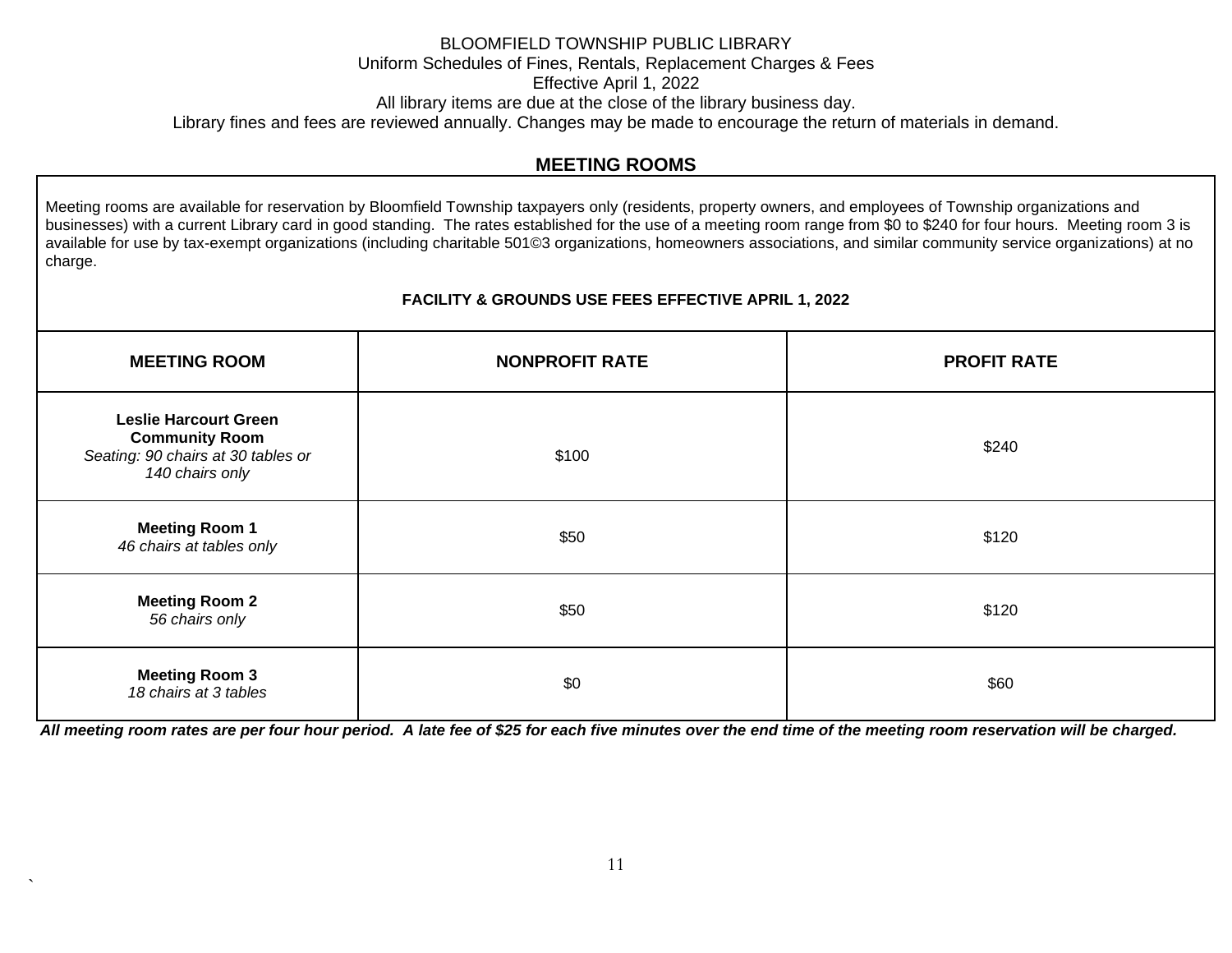BLOOMFIELD TOWNSHIP PUBLIC LIBRARY
Uniform Schedules of Fines, Rentals, Replacement Charges & Fees
Effective April 1, 2022
All library items are due at the close of the library business day.
Library fines and fees are reviewed annually. Changes may be made to encourage the return of materials in demand.

## MEETING ROOMS

Meeting rooms are available for reservation by Bloomfield Township taxpayers only (residents, property owners, and employees of Township organizations and businesses) with a current Library card in good standing. The rates established for the use of a meeting room range from $0 to $240 for four hours. Meeting room 3 is available for use by tax-exempt organizations (including charitable 501©3 organizations, homeowners associations, and similar community service organizations) at no charge.

**FACILITY & GROUNDS USE FEES EFFECTIVE APRIL 1, 2022**

| MEETING ROOM | NONPROFIT RATE | PROFIT RATE |
|---|---|---|
| **Leslie Harcourt Green Community Room** *Seating: 90 chairs at 30 tables or 140 chairs only* | $100 | $240 |
| **Meeting Room 1** *46 chairs at tables only* | $50 | $120 |
| **Meeting Room 2** *56 chairs only* | $50 | $120 |
| **Meeting Room 3** *18 chairs at 3 tables* | $0 | $60 |

***All meeting room rates are per four hour period. A late fee of $25 for each five minutes over the end time of the meeting room reservation will be charged.***